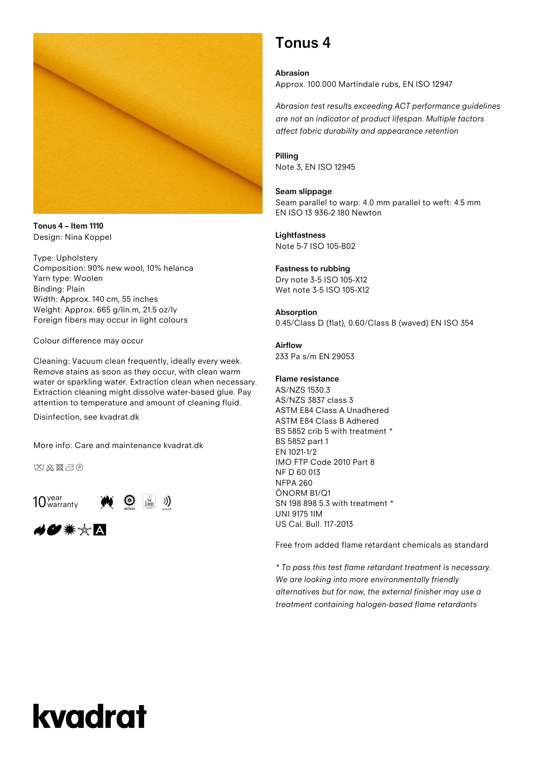# Tonus 4

**Tonus 4 – Item 1110**
Design: Nina Koppel

Type: Upholstery
Composition: 90% new wool, 10% helanca
Yarn type: Woolen
Binding: Plain
Width: Approx. 140 cm, 55 inches
Weight: Approx. 665 g/lin.m, 21.5 oz/ly
Foreign fibers may occur in light colours

Colour difference may occur

Cleaning: Vacuum clean frequently, ideally every week. Remove stains as soon as they occur, with clean warm water or sparkling water. Extraction clean when necessary. Extraction cleaning might dissolve water-based glue. Pay attention to temperature and amount of cleaning fluid.

Disinfection, see kvadrat.dk

More info: Care and maintenance kvadrat.dk

10 year warranty

0575/21

Acoustic

**Abrasion**
Approx. 100.000 Martindale rubs, EN ISO 12947

*Abrasion test results exceeding ACT performance guidelines are not an indicator of product lifespan. Multiple factors affect fabric durability and appearance retention*

**Pilling**
Note 3, EN ISO 12945

**Seam slippage**
Seam parallel to warp: 4.0 mm parallel to weft: 4.5 mm
EN ISO 13 936-2 180 Newton

**Lightfastness**
Note 5-7 ISO 105-B02

**Fastness to rubbing**
Dry note 3-5 ISO 105-X12
Wet note 3-5 ISO 105-X12

**Absorption**
0.45/Class D (flat), 0.60/Class B (waved) EN ISO 354

**Airflow**
233 Pa s/m EN 29053

**Flame resistance**
AS/NZS 1530.3
AS/NZS 3837 class 3
ASTM E84 Class A Unadhered
ASTM E84 Class B Adhered
BS 5852 crib 5 with treatment *
BS 5852 part 1
EN 1021-1/2
IMO FTP Code 2010 Part 8
NF D 60 013
NFPA 260
ÖNORM B1/Q1
SN 198 898 5.3 with treatment *
UNI 9175 1IM
US Cal. Bull. 117-2013

Free from added flame retardant chemicals as standard

*\* To pass this test flame retardant treatment is necessary. We are looking into more environmentally friendly alternatives but for now, the external finisher may use a treatment containing halogen-based flame retardants*

kvadrat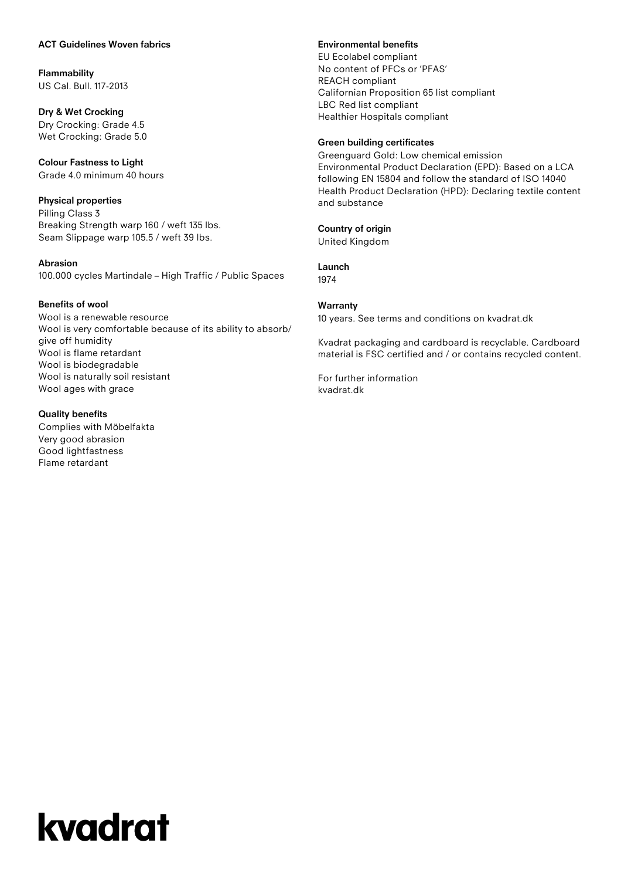**ACT Guidelines Woven fabrics**

**Flammability**
US Cal. Bull. 117-2013

**Dry & Wet Crocking**
Dry Crocking: Grade 4.5
Wet Crocking: Grade 5.0

**Colour Fastness to Light**
Grade 4.0 minimum 40 hours

**Physical properties**
Pilling Class 3
Breaking Strength warp 160 / weft 135 lbs.
Seam Slippage warp 105.5 / weft 39 lbs.

**Abrasion**
100.000 cycles Martindale – High Traffic / Public Spaces

**Benefits of wool**
Wool is a renewable resource
Wool is very comfortable because of its ability to absorb/give off humidity
Wool is flame retardant
Wool is biodegradable
Wool is naturally soil resistant
Wool ages with grace

**Quality benefits**
Complies with Möbelfakta
Very good abrasion
Good lightfastness
Flame retardant

**Environmental benefits**
EU Ecolabel compliant
No content of PFCs or 'PFAS'
REACH compliant
Californian Proposition 65 list compliant
LBC Red list compliant
Healthier Hospitals compliant

**Green building certificates**
Greenguard Gold: Low chemical emission
Environmental Product Declaration (EPD): Based on a LCA following EN 15804 and follow the standard of ISO 14040
Health Product Declaration (HPD): Declaring textile content and substance

**Country of origin**
United Kingdom

**Launch**
1974

**Warranty**
10 years. See terms and conditions on kvadrat.dk

Kvadrat packaging and cardboard is recyclable. Cardboard material is FSC certified and / or contains recycled content.

For further information
kvadrat.dk

kvadrat